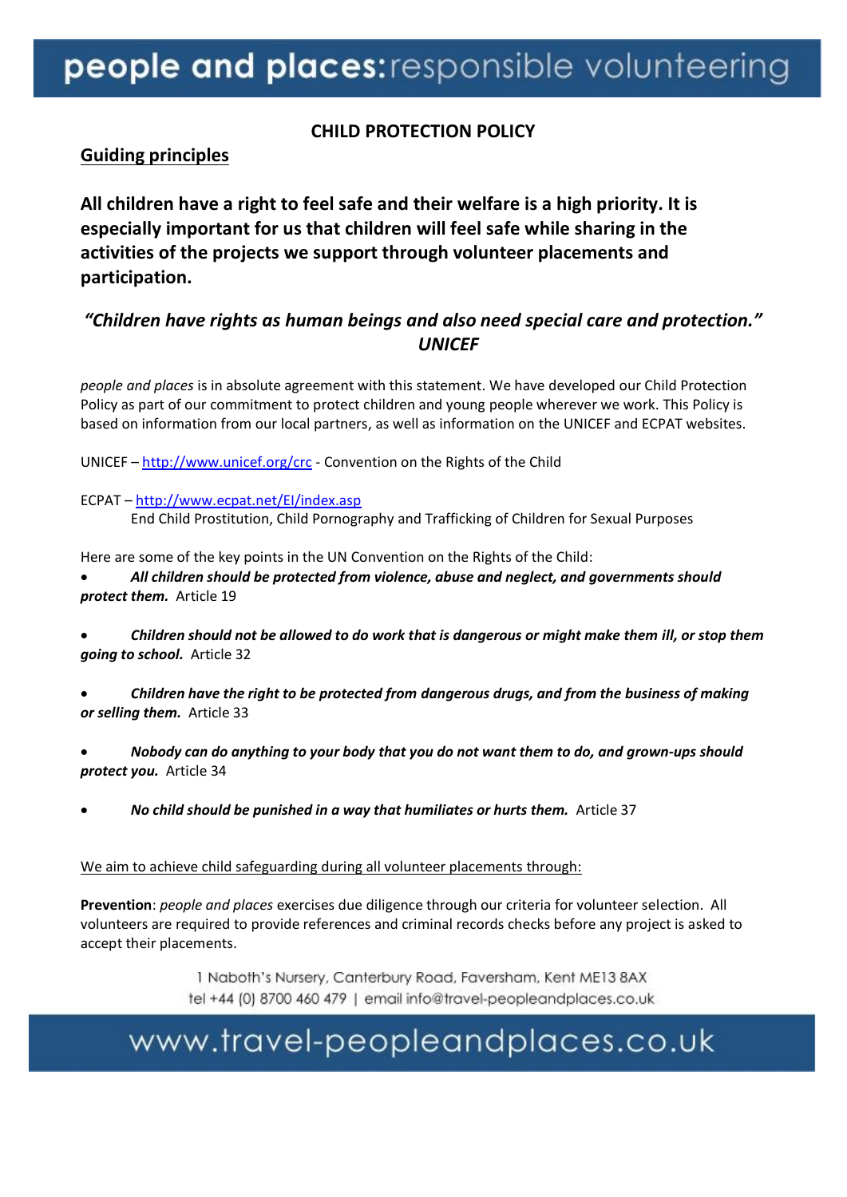# CHILD PROTECTION POLICY

## Guiding principles

**All children have a right to feel safe and their welfare is a high priority. It is especially important for us that children will feel safe while sharing in the activities of the projects we support through volunteer placements and participation.**

***"Children have rights as human beings and also need special care and protection." UNICEF***

*people and places* is in absolute agreement with this statement. We have developed our Child Protection Policy as part of our commitment to protect children and young people wherever we work. This Policy is based on information from our local partners, as well as information on the UNICEF and ECPAT websites.

UNICEF – [http://www.unicef.org/crc](http://www.unicef.org/crc) - Convention on the Rights of the Child

ECPAT – [http://www.ecpat.net/EI/index.asp](http://www.ecpat.net/EI/index.asp)
End Child Prostitution, Child Pornography and Trafficking of Children for Sexual Purposes

Here are some of the key points in the UN Convention on the Rights of the Child:

- ***All children should be protected from violence, abuse and neglect, and governments should protect them.*** Article 19
- ***Children should not be allowed to do work that is dangerous or might make them ill, or stop them going to school.*** Article 32
- ***Children have the right to be protected from dangerous drugs, and from the business of making or selling them.*** Article 33
- ***Nobody can do anything to your body that you do not want them to do, and grown-ups should protect you.*** Article 34
- ***No child should be punished in a way that humiliates or hurts them.*** Article 37

<u>We aim to achieve child safeguarding during all volunteer placements through:</u>

**Prevention**: *people and places* exercises due diligence through our criteria for volunteer selection. All volunteers are required to provide references and criminal records checks before any project is asked to accept their placements.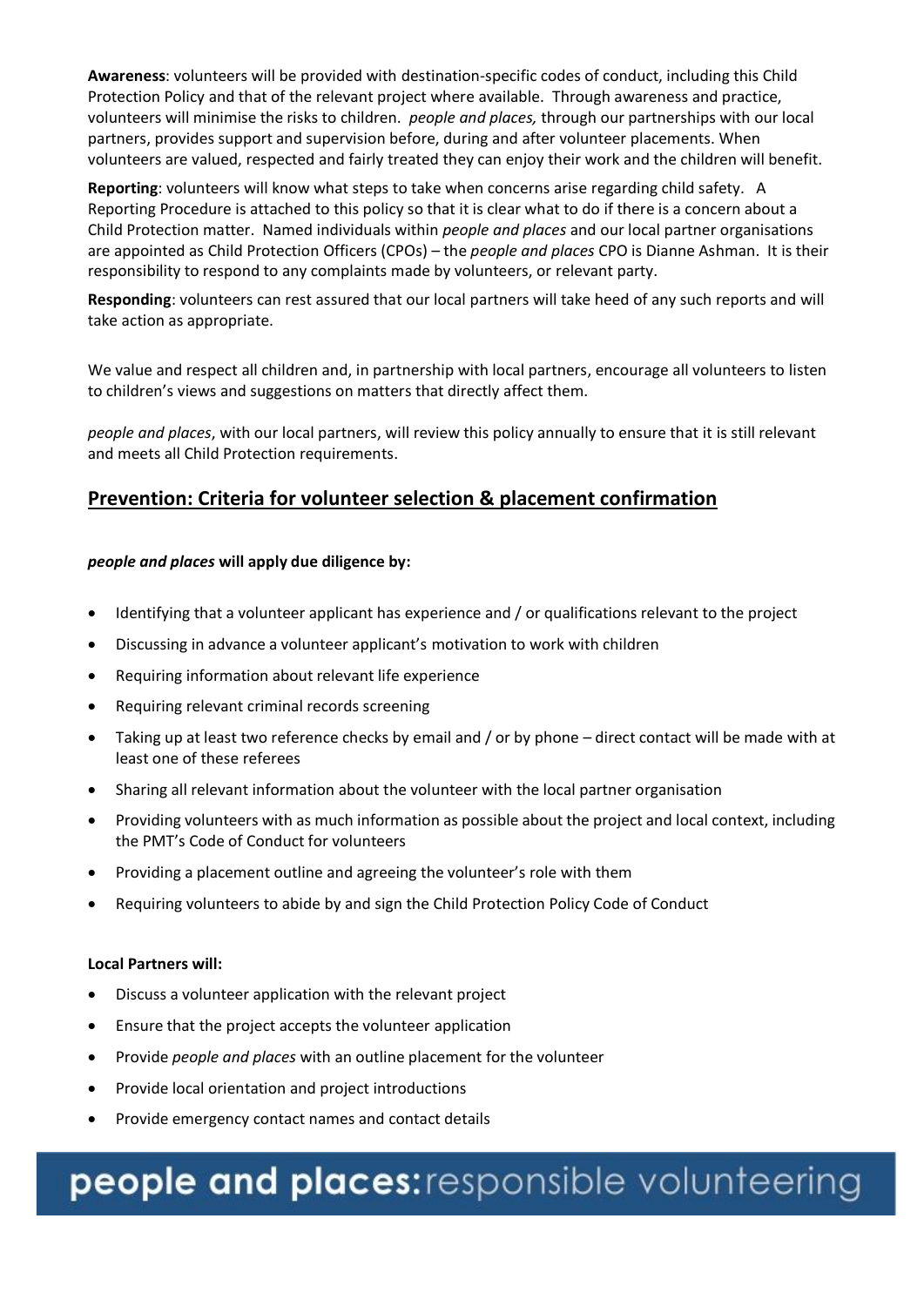**Awareness**: volunteers will be provided with destination-specific codes of conduct, including this Child Protection Policy and that of the relevant project where available. Through awareness and practice, volunteers will minimise the risks to children. *people and places,* through our partnerships with our local partners, provides support and supervision before, during and after volunteer placements. When volunteers are valued, respected and fairly treated they can enjoy their work and the children will benefit.

**Reporting**: volunteers will know what steps to take when concerns arise regarding child safety. A Reporting Procedure is attached to this policy so that it is clear what to do if there is a concern about a Child Protection matter. Named individuals within *people and places* and our local partner organisations are appointed as Child Protection Officers (CPOs) – the *people and places* CPO is Dianne Ashman. It is their responsibility to respond to any complaints made by volunteers, or relevant party.

**Responding**: volunteers can rest assured that our local partners will take heed of any such reports and will take action as appropriate.

We value and respect all children and, in partnership with local partners, encourage all volunteers to listen to children's views and suggestions on matters that directly affect them.

*people and places*, with our local partners, will review this policy annually to ensure that it is still relevant and meets all Child Protection requirements.

## Prevention: Criteria for volunteer selection & placement confirmation

***people and places* will apply due diligence by:**

- Identifying that a volunteer applicant has experience and / or qualifications relevant to the project
- Discussing in advance a volunteer applicant's motivation to work with children
- Requiring information about relevant life experience
- Requiring relevant criminal records screening
- Taking up at least two reference checks by email and / or by phone – direct contact will be made with at least one of these referees
- Sharing all relevant information about the volunteer with the local partner organisation
- Providing volunteers with as much information as possible about the project and local context, including the PMT's Code of Conduct for volunteers
- Providing a placement outline and agreeing the volunteer's role with them
- Requiring volunteers to abide by and sign the Child Protection Policy Code of Conduct

**Local Partners will:**

- Discuss a volunteer application with the relevant project
- Ensure that the project accepts the volunteer application
- Provide *people and places* with an outline placement for the volunteer
- Provide local orientation and project introductions
- Provide emergency contact names and contact details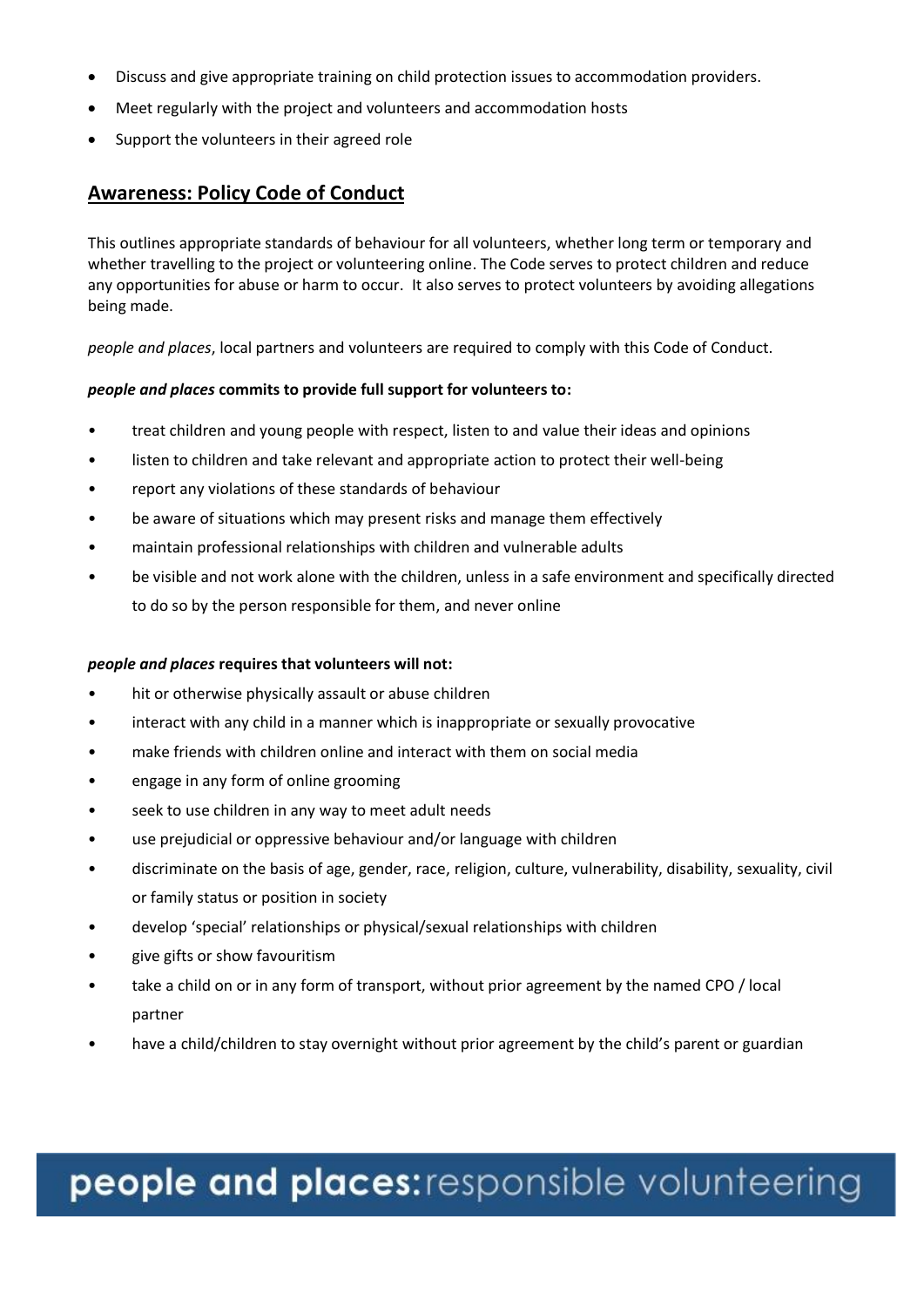- Discuss and give appropriate training on child protection issues to accommodation providers.
- Meet regularly with the project and volunteers and accommodation hosts
- Support the volunteers in their agreed role

## Awareness: Policy Code of Conduct

This outlines appropriate standards of behaviour for all volunteers, whether long term or temporary and whether travelling to the project or volunteering online. The Code serves to protect children and reduce any opportunities for abuse or harm to occur. It also serves to protect volunteers by avoiding allegations being made.

*people and places*, local partners and volunteers are required to comply with this Code of Conduct.

***people and places* commits to provide full support for volunteers to:**

- treat children and young people with respect, listen to and value their ideas and opinions
- listen to children and take relevant and appropriate action to protect their well-being
- report any violations of these standards of behaviour
- be aware of situations which may present risks and manage them effectively
- maintain professional relationships with children and vulnerable adults
- be visible and not work alone with the children, unless in a safe environment and specifically directed to do so by the person responsible for them, and never online

***people and places* requires that volunteers will not:**

- hit or otherwise physically assault or abuse children
- interact with any child in a manner which is inappropriate or sexually provocative
- make friends with children online and interact with them on social media
- engage in any form of online grooming
- seek to use children in any way to meet adult needs
- use prejudicial or oppressive behaviour and/or language with children
- discriminate on the basis of age, gender, race, religion, culture, vulnerability, disability, sexuality, civil or family status or position in society
- develop 'special' relationships or physical/sexual relationships with children
- give gifts or show favouritism
- take a child on or in any form of transport, without prior agreement by the named CPO / local partner
- have a child/children to stay overnight without prior agreement by the child's parent or guardian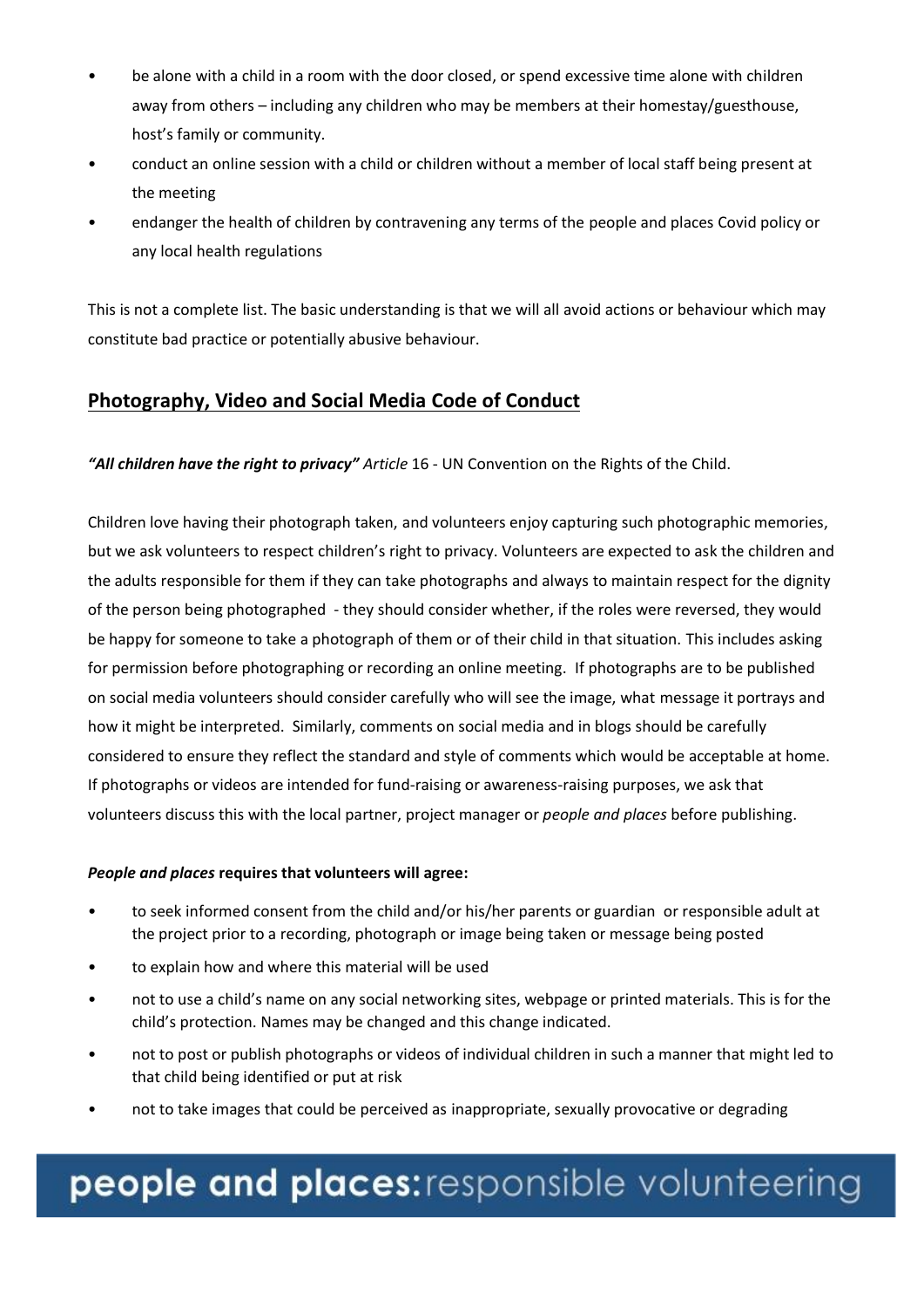- be alone with a child in a room with the door closed, or spend excessive time alone with children away from others – including any children who may be members at their homestay/guesthouse, host's family or community.
- conduct an online session with a child or children without a member of local staff being present at the meeting
- endanger the health of children by contravening any terms of the people and places Covid policy or any local health regulations

This is not a complete list. The basic understanding is that we will all avoid actions or behaviour which may constitute bad practice or potentially abusive behaviour.

## Photography, Video and Social Media Code of Conduct

***"All children have the right to privacy"*** *Article* 16 - UN Convention on the Rights of the Child.

Children love having their photograph taken, and volunteers enjoy capturing such photographic memories, but we ask volunteers to respect children's right to privacy. Volunteers are expected to ask the children and the adults responsible for them if they can take photographs and always to maintain respect for the dignity of the person being photographed - they should consider whether, if the roles were reversed, they would be happy for someone to take a photograph of them or of their child in that situation. This includes asking for permission before photographing or recording an online meeting. If photographs are to be published on social media volunteers should consider carefully who will see the image, what message it portrays and how it might be interpreted. Similarly, comments on social media and in blogs should be carefully considered to ensure they reflect the standard and style of comments which would be acceptable at home. If photographs or videos are intended for fund-raising or awareness-raising purposes, we ask that volunteers discuss this with the local partner, project manager or *people and places* before publishing.

***People and places*** **requires that volunteers will agree:**

- to seek informed consent from the child and/or his/her parents or guardian or responsible adult at the project prior to a recording, photograph or image being taken or message being posted
- to explain how and where this material will be used
- not to use a child's name on any social networking sites, webpage or printed materials. This is for the child's protection. Names may be changed and this change indicated.
- not to post or publish photographs or videos of individual children in such a manner that might led to that child being identified or put at risk
- not to take images that could be perceived as inappropriate, sexually provocative or degrading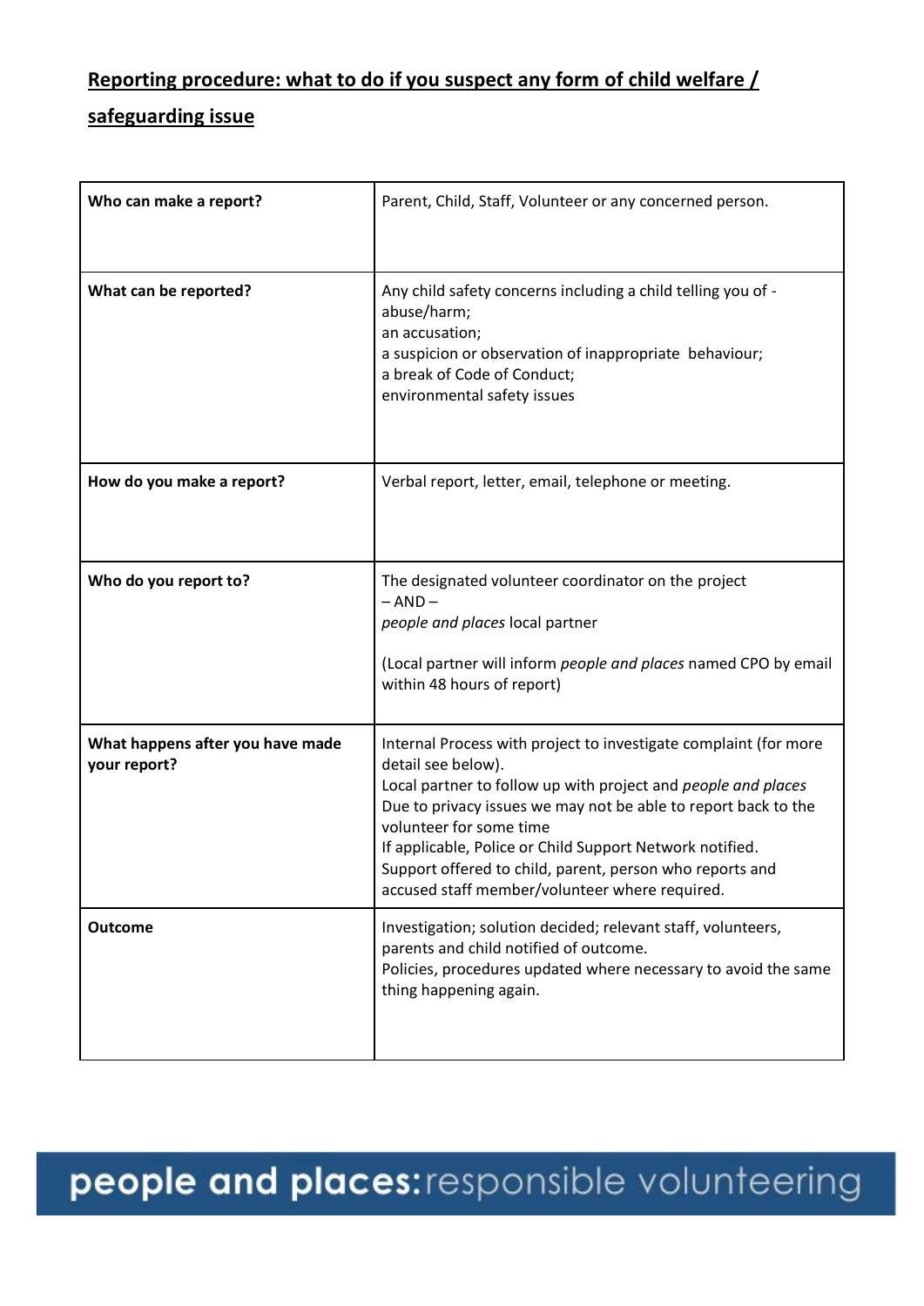## **Reporting procedure: what to do if you suspect any form of child welfare / safeguarding issue**

| | |
|---|---|
| **Who can make a report?** | Parent, Child, Staff, Volunteer or any concerned person. |
| **What can be reported?** | Any child safety concerns including a child telling you of -<br>abuse/harm;<br>an accusation;<br>a suspicion or observation of inappropriate behaviour;<br>a break of Code of Conduct;<br>environmental safety issues |
| **How do you make a report?** | Verbal report, letter, email, telephone or meeting. |
| **Who do you report to?** | The designated volunteer coordinator on the project<br>– AND –<br>*people and places* local partner<br><br>(Local partner will inform *people and places* named CPO by email within 48 hours of report) |
| **What happens after you have made your report?** | Internal Process with project to investigate complaint (for more detail see below).<br>Local partner to follow up with project and *people and places*<br>Due to privacy issues we may not be able to report back to the volunteer for some time<br>If applicable, Police or Child Support Network notified.<br>Support offered to child, parent, person who reports and accused staff member/volunteer where required. |
| **Outcome** | Investigation; solution decided; relevant staff, volunteers, parents and child notified of outcome.<br>Policies, procedures updated where necessary to avoid the same thing happening again. |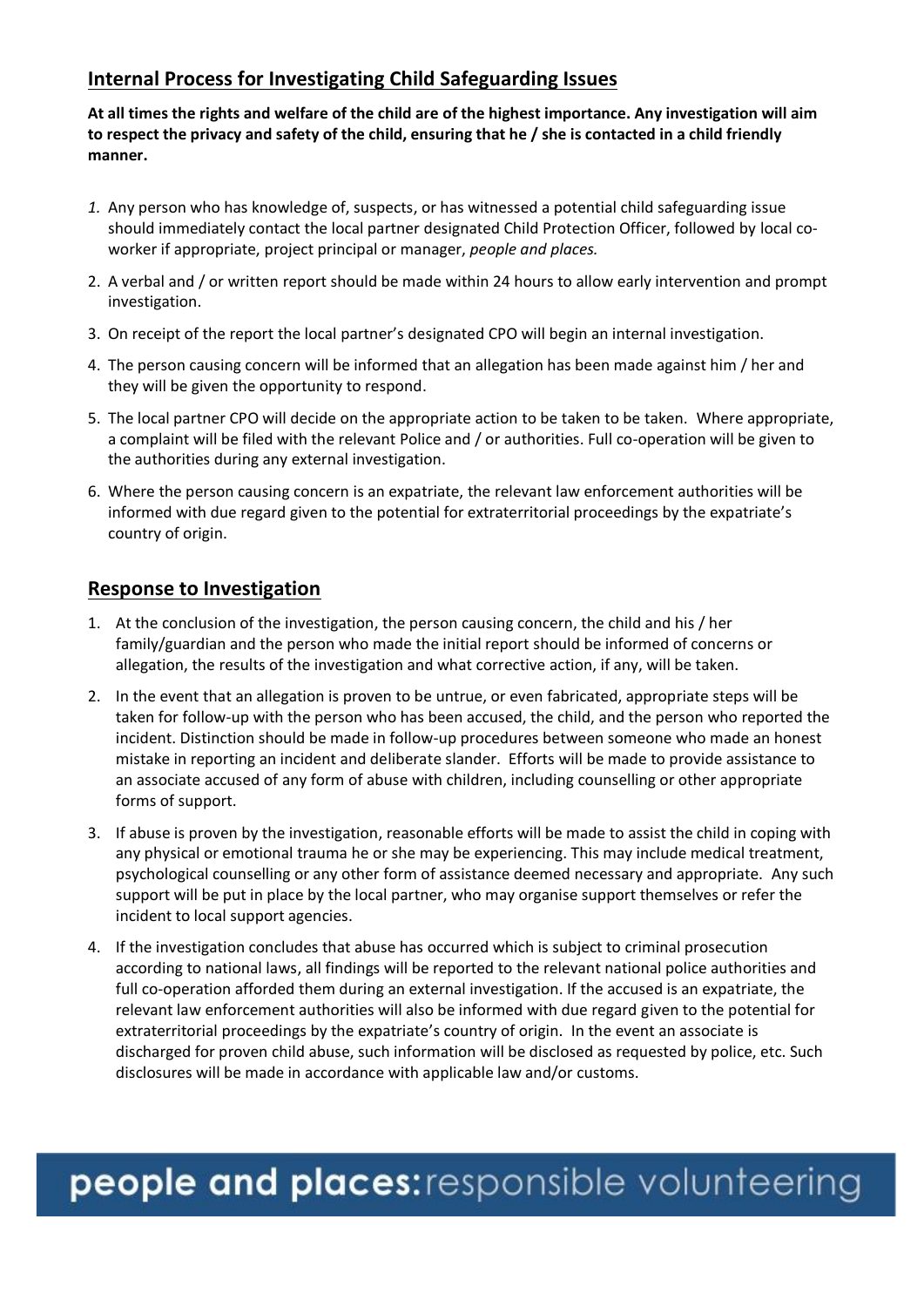## Internal Process for Investigating Child Safeguarding Issues

**At all times the rights and welfare of the child are of the highest importance. Any investigation will aim to respect the privacy and safety of the child, ensuring that he / she is contacted in a child friendly manner.**

1. Any person who has knowledge of, suspects, or has witnessed a potential child safeguarding issue should immediately contact the local partner designated Child Protection Officer, followed by local co-worker if appropriate, project principal or manager, *people and places.*
2. A verbal and / or written report should be made within 24 hours to allow early intervention and prompt investigation.
3. On receipt of the report the local partner's designated CPO will begin an internal investigation.
4. The person causing concern will be informed that an allegation has been made against him / her and they will be given the opportunity to respond.
5. The local partner CPO will decide on the appropriate action to be taken to be taken. Where appropriate, a complaint will be filed with the relevant Police and / or authorities. Full co-operation will be given to the authorities during any external investigation.
6. Where the person causing concern is an expatriate, the relevant law enforcement authorities will be informed with due regard given to the potential for extraterritorial proceedings by the expatriate's country of origin.

## Response to Investigation

1. At the conclusion of the investigation, the person causing concern, the child and his / her family/guardian and the person who made the initial report should be informed of concerns or allegation, the results of the investigation and what corrective action, if any, will be taken.
2. In the event that an allegation is proven to be untrue, or even fabricated, appropriate steps will be taken for follow-up with the person who has been accused, the child, and the person who reported the incident. Distinction should be made in follow-up procedures between someone who made an honest mistake in reporting an incident and deliberate slander. Efforts will be made to provide assistance to an associate accused of any form of abuse with children, including counselling or other appropriate forms of support.
3. If abuse is proven by the investigation, reasonable efforts will be made to assist the child in coping with any physical or emotional trauma he or she may be experiencing. This may include medical treatment, psychological counselling or any other form of assistance deemed necessary and appropriate. Any such support will be put in place by the local partner, who may organise support themselves or refer the incident to local support agencies.
4. If the investigation concludes that abuse has occurred which is subject to criminal prosecution according to national laws, all findings will be reported to the relevant national police authorities and full co-operation afforded them during an external investigation. If the accused is an expatriate, the relevant law enforcement authorities will also be informed with due regard given to the potential for extraterritorial proceedings by the expatriate's country of origin. In the event an associate is discharged for proven child abuse, such information will be disclosed as requested by police, etc. Such disclosures will be made in accordance with applicable law and/or customs.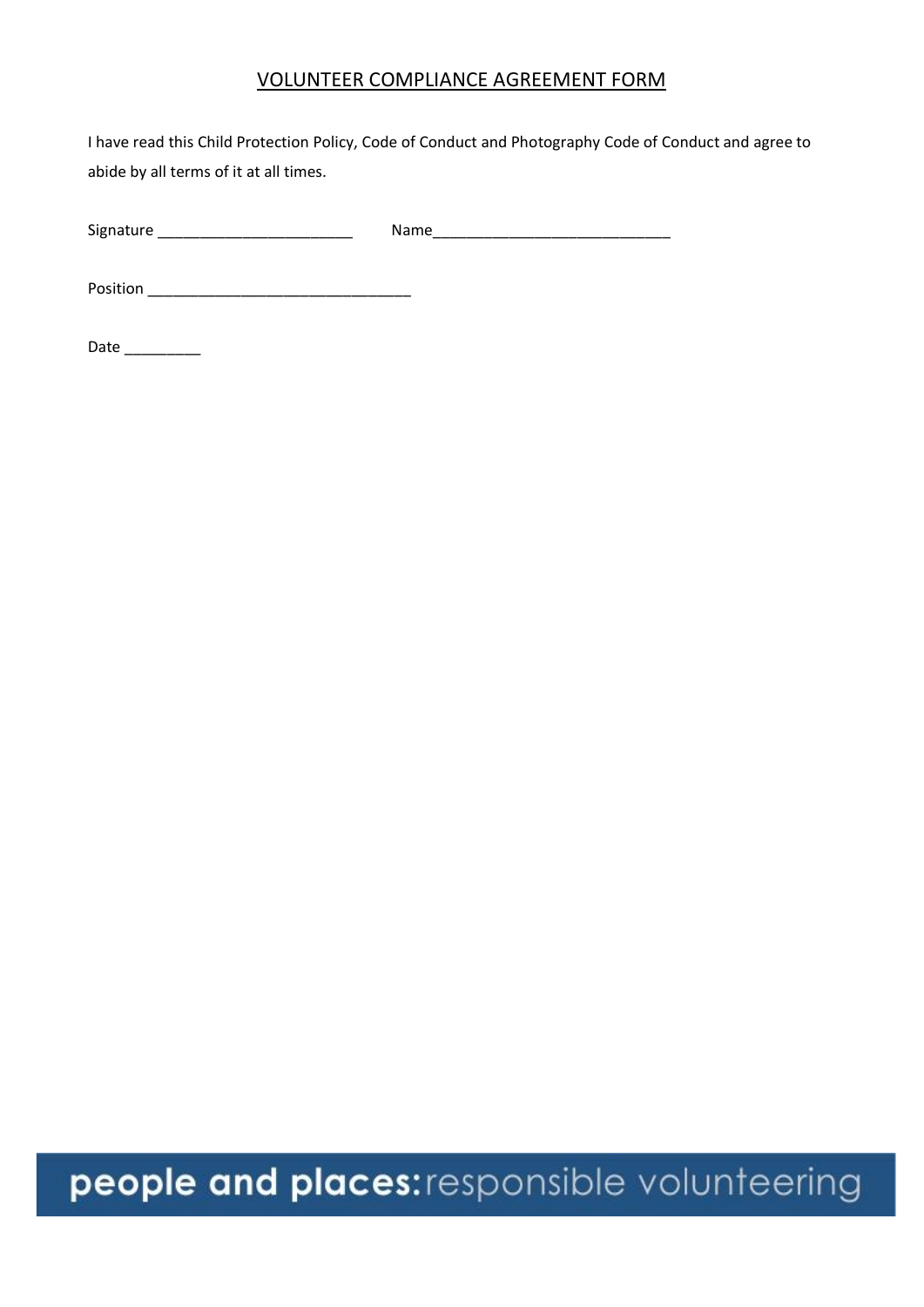## VOLUNTEER COMPLIANCE AGREEMENT FORM

I have read this Child Protection Policy, Code of Conduct and Photography Code of Conduct and agree to abide by all terms of it at all times.

Signature _______________________ Name____________________________

Position _______________________________

Date _________